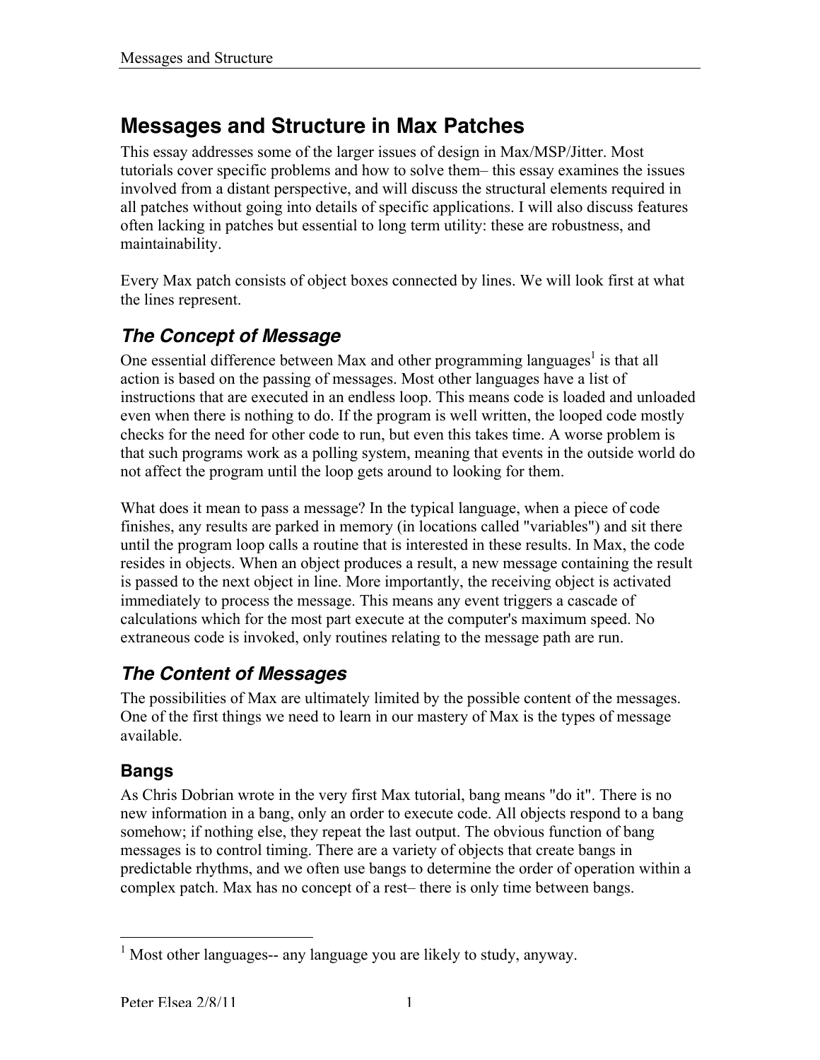# Messages and Structure in Max Patches

This essay addresses some of the larger issues of design in Max/MSP/Jitter. Most tutorials cover specific problems and how to solve them– this essay examines the issues involved from a distant perspective, and will discuss the structural elements required in all patches without going into details of specific applications. I will also discuss features often lacking in patches but essential to long term utility: these are robustness, and maintainability.

Every Max patch consists of object boxes connected by lines. We will look first at what the lines represent.

## *The Concept of Message*

One essential difference between Max and other programming languages[1] is that all action is based on the passing of messages. Most other languages have a list of instructions that are executed in an endless loop. This means code is loaded and unloaded even when there is nothing to do. If the program is well written, the looped code mostly checks for the need for other code to run, but even this takes time. A worse problem is that such programs work as a polling system, meaning that events in the outside world do not affect the program until the loop gets around to looking for them.

What does it mean to pass a message? In the typical language, when a piece of code finishes, any results are parked in memory (in locations called "variables") and sit there until the program loop calls a routine that is interested in these results. In Max, the code resides in objects. When an object produces a result, a new message containing the result is passed to the next object in line. More importantly, the receiving object is activated immediately to process the message. This means any event triggers a cascade of calculations which for the most part execute at the computer's maximum speed. No extraneous code is invoked, only routines relating to the message path are run.

## *The Content of Messages*

The possibilities of Max are ultimately limited by the possible content of the messages. One of the first things we need to learn in our mastery of Max is the types of message available.

### Bangs

As Chris Dobrian wrote in the very first Max tutorial, bang means "do it". There is no new information in a bang, only an order to execute code. All objects respond to a bang somehow; if nothing else, they repeat the last output. The obvious function of bang messages is to control timing. There are a variety of objects that create bangs in predictable rhythms, and we often use bangs to determine the order of operation within a complex patch. Max has no concept of a rest– there is only time between bangs.

---

[1] Most other languages-- any language you are likely to study, anyway.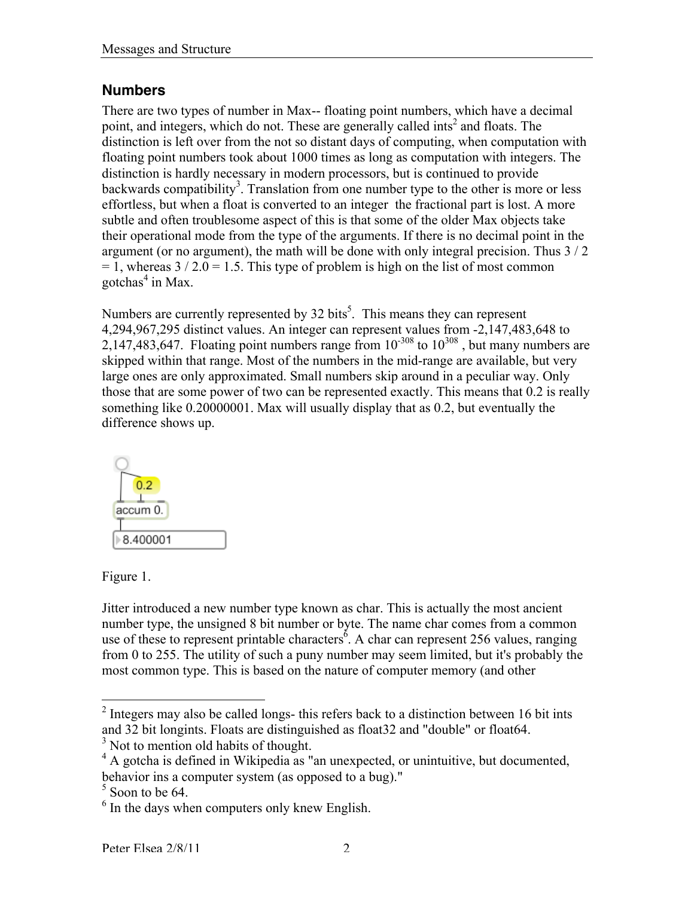## Numbers

There are two types of number in Max-- floating point numbers, which have a decimal point, and integers, which do not. These are generally called ints[2] and floats. The distinction is left over from the not so distant days of computing, when computation with floating point numbers took about 1000 times as long as computation with integers. The distinction is hardly necessary in modern processors, but is continued to provide backwards compatibility[3]. Translation from one number type to the other is more or less effortless, but when a float is converted to an integer the fractional part is lost. A more subtle and often troublesome aspect of this is that some of the older Max objects take their operational mode from the type of the arguments. If there is no decimal point in the argument (or no argument), the math will be done with only integral precision. Thus 3 / 2 = 1, whereas 3 / 2.0 = 1.5. This type of problem is high on the list of most common gotchas[4] in Max.

Numbers are currently represented by 32 bits[5]. This means they can represent 4,294,967,295 distinct values. An integer can represent values from -2,147,483,648 to 2,147,483,647. Floating point numbers range from $10^{-308}$ to $10^{308}$ , but many numbers are skipped within that range. Most of the numbers in the mid-range are available, but very large ones are only approximated. Small numbers skip around in a peculiar way. Only those that are some power of two can be represented exactly. This means that 0.2 is really something like 0.20000001. Max will usually display that as 0.2, but eventually the difference shows up.

Figure 1.

Jitter introduced a new number type known as char. This is actually the most ancient number type, the unsigned 8 bit number or byte. The name char comes from a common use of these to represent printable characters[6]. A char can represent 256 values, ranging from 0 to 255. The utility of such a puny number may seem limited, but it's probably the most common type. This is based on the nature of computer memory (and other

---

[2] Integers may also be called longs- this refers back to a distinction between 16 bit ints and 32 bit longints. Floats are distinguished as float32 and "double" or float64.

[3] Not to mention old habits of thought.

[4] A gotcha is defined in Wikipedia as "an unexpected, or unintuitive, but documented, behavior ins a computer system (as opposed to a bug)."

[5] Soon to be 64.

[6] In the days when computers only knew English.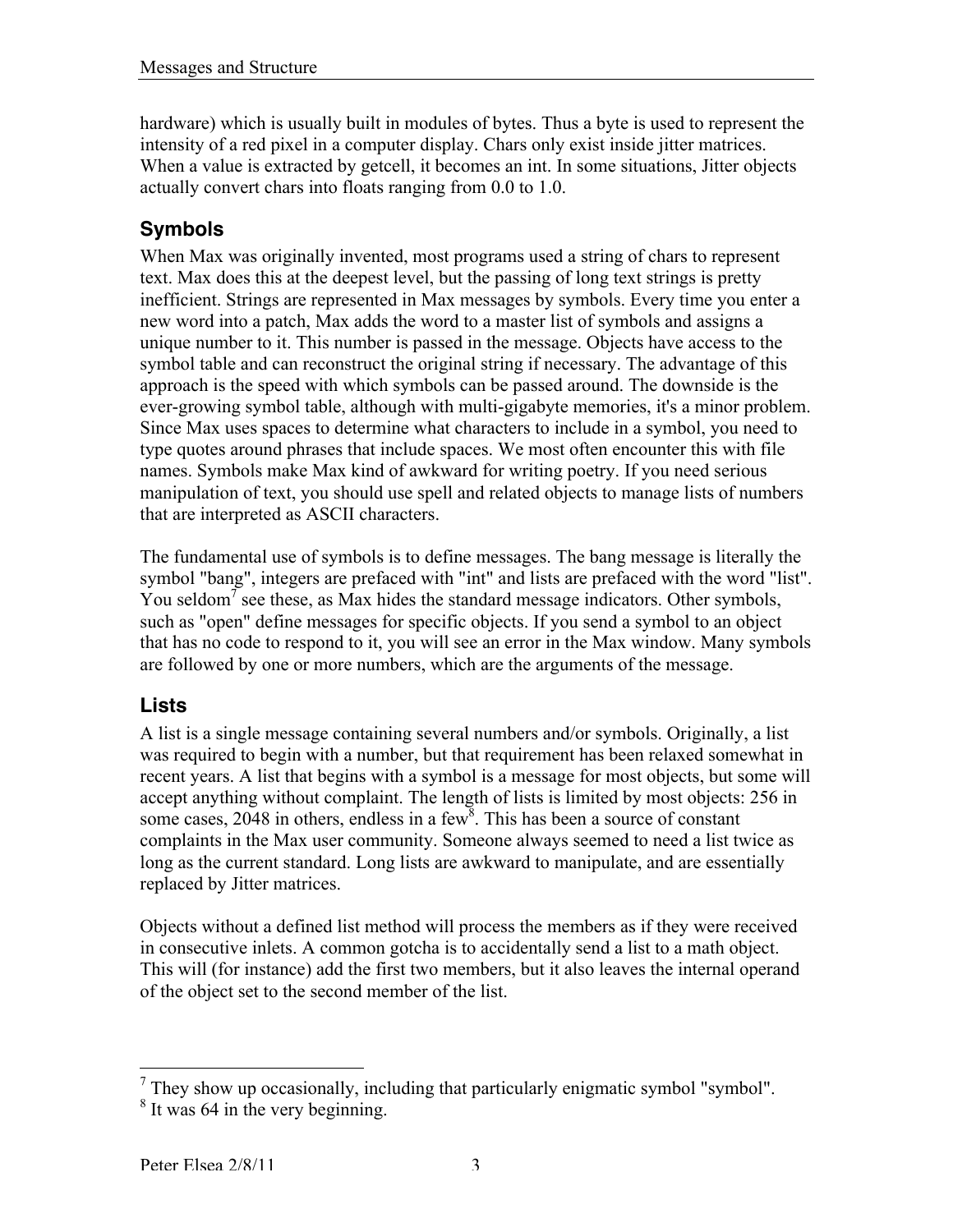hardware) which is usually built in modules of bytes. Thus a byte is used to represent the intensity of a red pixel in a computer display. Chars only exist inside jitter matrices. When a value is extracted by getcell, it becomes an int. In some situations, Jitter objects actually convert chars into floats ranging from 0.0 to 1.0.

## Symbols

When Max was originally invented, most programs used a string of chars to represent text. Max does this at the deepest level, but the passing of long text strings is pretty inefficient. Strings are represented in Max messages by symbols. Every time you enter a new word into a patch, Max adds the word to a master list of symbols and assigns a unique number to it. This number is passed in the message. Objects have access to the symbol table and can reconstruct the original string if necessary. The advantage of this approach is the speed with which symbols can be passed around. The downside is the ever-growing symbol table, although with multi-gigabyte memories, it's a minor problem. Since Max uses spaces to determine what characters to include in a symbol, you need to type quotes around phrases that include spaces. We most often encounter this with file names. Symbols make Max kind of awkward for writing poetry. If you need serious manipulation of text, you should use spell and related objects to manage lists of numbers that are interpreted as ASCII characters.

The fundamental use of symbols is to define messages. The bang message is literally the symbol "bang", integers are prefaced with "int" and lists are prefaced with the word "list". You seldom[7] see these, as Max hides the standard message indicators. Other symbols, such as "open" define messages for specific objects. If you send a symbol to an object that has no code to respond to it, you will see an error in the Max window. Many symbols are followed by one or more numbers, which are the arguments of the message.

## Lists

A list is a single message containing several numbers and/or symbols. Originally, a list was required to begin with a number, but that requirement has been relaxed somewhat in recent years. A list that begins with a symbol is a message for most objects, but some will accept anything without complaint. The length of lists is limited by most objects: 256 in some cases, 2048 in others, endless in a few[8]. This has been a source of constant complaints in the Max user community. Someone always seemed to need a list twice as long as the current standard. Long lists are awkward to manipulate, and are essentially replaced by Jitter matrices.

Objects without a defined list method will process the members as if they were received in consecutive inlets. A common gotcha is to accidentally send a list to a math object. This will (for instance) add the first two members, but it also leaves the internal operand of the object set to the second member of the list.

---

[7] They show up occasionally, including that particularly enigmatic symbol "symbol".

[8] It was 64 in the very beginning.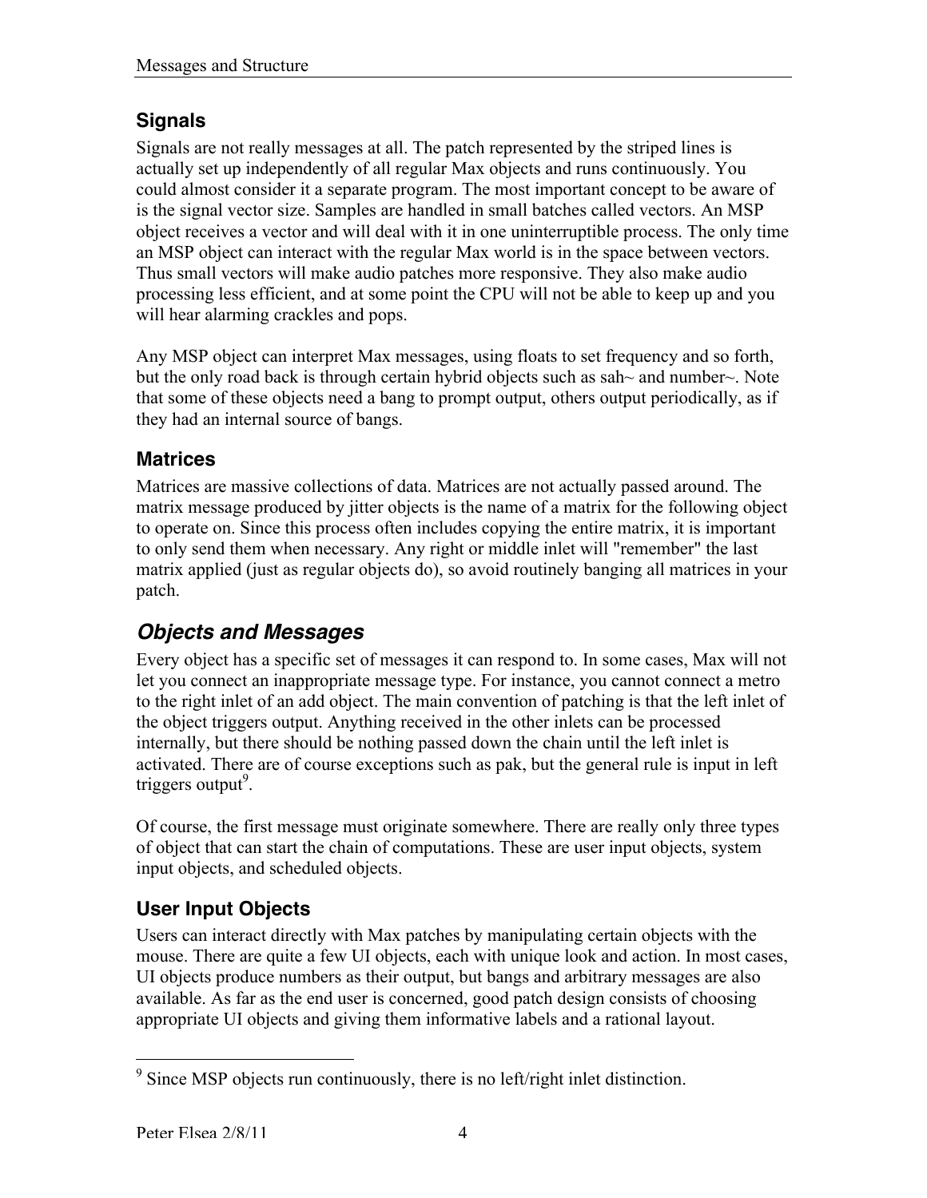### Signals

Signals are not really messages at all. The patch represented by the striped lines is actually set up independently of all regular Max objects and runs continuously. You could almost consider it a separate program. The most important concept to be aware of is the signal vector size. Samples are handled in small batches called vectors. An MSP object receives a vector and will deal with it in one uninterruptible process. The only time an MSP object can interact with the regular Max world is in the space between vectors. Thus small vectors will make audio patches more responsive. They also make audio processing less efficient, and at some point the CPU will not be able to keep up and you will hear alarming crackles and pops.

Any MSP object can interpret Max messages, using floats to set frequency and so forth, but the only road back is through certain hybrid objects such as sah~ and number~. Note that some of these objects need a bang to prompt output, others output periodically, as if they had an internal source of bangs.

### Matrices

Matrices are massive collections of data. Matrices are not actually passed around. The matrix message produced by jitter objects is the name of a matrix for the following object to operate on. Since this process often includes copying the entire matrix, it is important to only send them when necessary. Any right or middle inlet will "remember" the last matrix applied (just as regular objects do), so avoid routinely banging all matrices in your patch.

## *Objects and Messages*

Every object has a specific set of messages it can respond to. In some cases, Max will not let you connect an inappropriate message type. For instance, you cannot connect a metro to the right inlet of an add object. The main convention of patching is that the left inlet of the object triggers output. Anything received in the other inlets can be processed internally, but there should be nothing passed down the chain until the left inlet is activated. There are of course exceptions such as pak, but the general rule is input in left triggers output[9].

Of course, the first message must originate somewhere. There are really only three types of object that can start the chain of computations. These are user input objects, system input objects, and scheduled objects.

### User Input Objects

Users can interact directly with Max patches by manipulating certain objects with the mouse. There are quite a few UI objects, each with unique look and action. In most cases, UI objects produce numbers as their output, but bangs and arbitrary messages are also available. As far as the end user is concerned, good patch design consists of choosing appropriate UI objects and giving them informative labels and a rational layout.

---

[9] Since MSP objects run continuously, there is no left/right inlet distinction.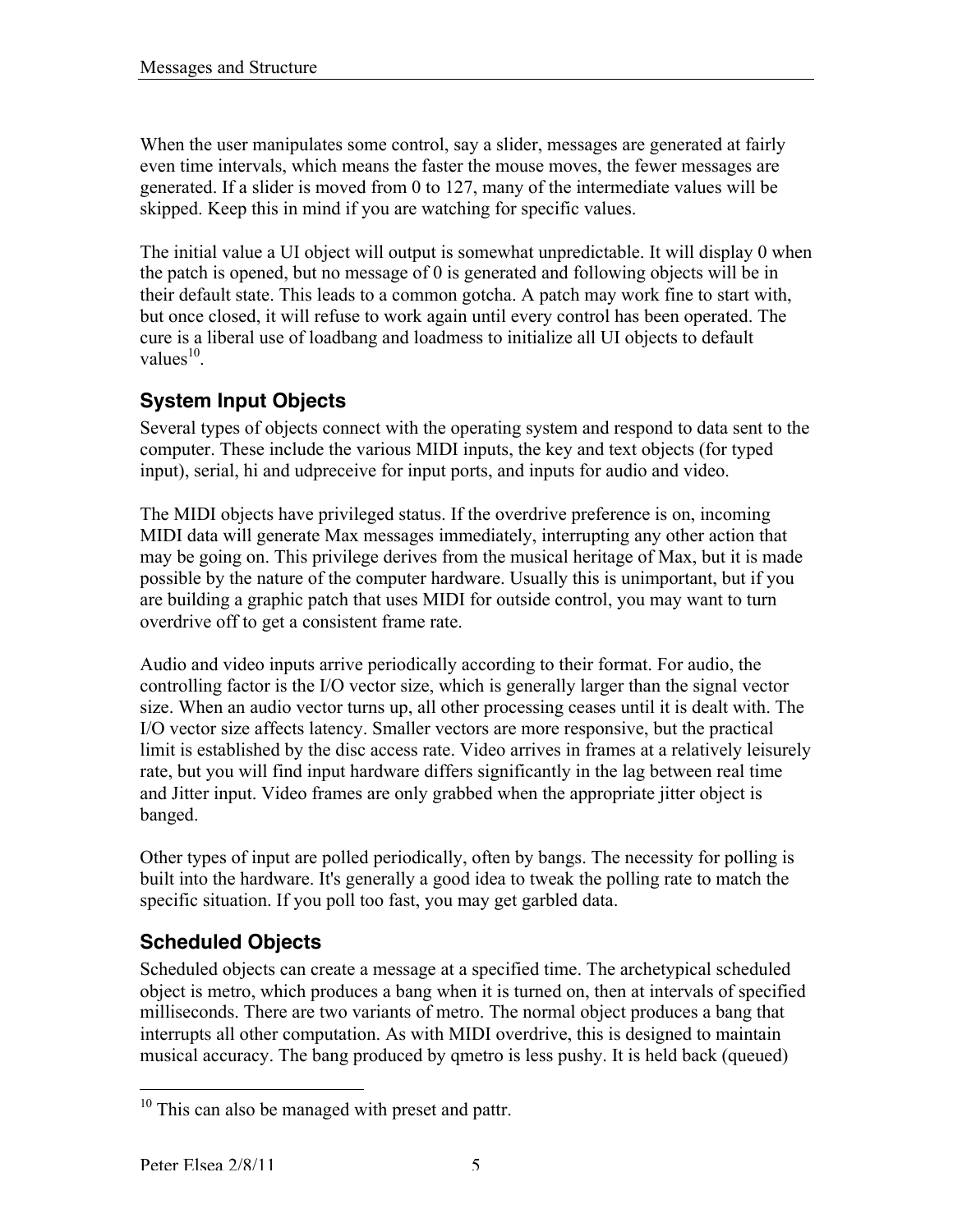When the user manipulates some control, say a slider, messages are generated at fairly even time intervals, which means the faster the mouse moves, the fewer messages are generated. If a slider is moved from 0 to 127, many of the intermediate values will be skipped. Keep this in mind if you are watching for specific values.

The initial value a UI object will output is somewhat unpredictable. It will display 0 when the patch is opened, but no message of 0 is generated and following objects will be in their default state. This leads to a common gotcha. A patch may work fine to start with, but once closed, it will refuse to work again until every control has been operated. The cure is a liberal use of loadbang and loadmess to initialize all UI objects to default values[10].

## System Input Objects

Several types of objects connect with the operating system and respond to data sent to the computer. These include the various MIDI inputs, the key and text objects (for typed input), serial, hi and udpreceive for input ports, and inputs for audio and video.

The MIDI objects have privileged status. If the overdrive preference is on, incoming MIDI data will generate Max messages immediately, interrupting any other action that may be going on. This privilege derives from the musical heritage of Max, but it is made possible by the nature of the computer hardware. Usually this is unimportant, but if you are building a graphic patch that uses MIDI for outside control, you may want to turn overdrive off to get a consistent frame rate.

Audio and video inputs arrive periodically according to their format. For audio, the controlling factor is the I/O vector size, which is generally larger than the signal vector size. When an audio vector turns up, all other processing ceases until it is dealt with. The I/O vector size affects latency. Smaller vectors are more responsive, but the practical limit is established by the disc access rate. Video arrives in frames at a relatively leisurely rate, but you will find input hardware differs significantly in the lag between real time and Jitter input. Video frames are only grabbed when the appropriate jitter object is banged.

Other types of input are polled periodically, often by bangs. The necessity for polling is built into the hardware. It's generally a good idea to tweak the polling rate to match the specific situation. If you poll too fast, you may get garbled data.

## Scheduled Objects

Scheduled objects can create a message at a specified time. The archetypical scheduled object is metro, which produces a bang when it is turned on, then at intervals of specified milliseconds. There are two variants of metro. The normal object produces a bang that interrupts all other computation. As with MIDI overdrive, this is designed to maintain musical accuracy. The bang produced by qmetro is less pushy. It is held back (queued)

---

[10] This can also be managed with preset and pattr.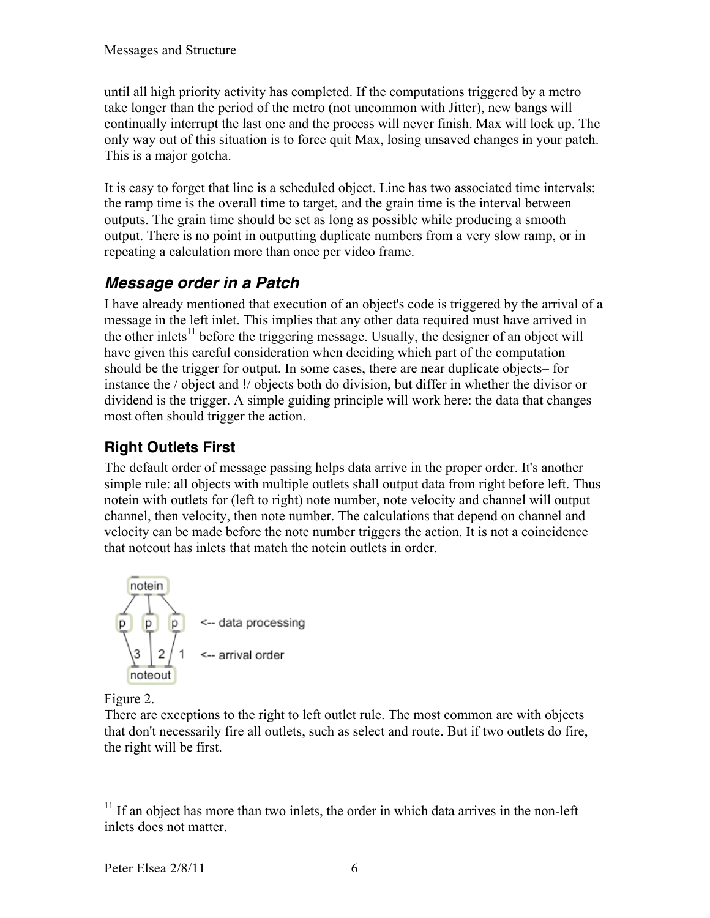until all high priority activity has completed. If the computations triggered by a metro take longer than the period of the metro (not uncommon with Jitter), new bangs will continually interrupt the last one and the process will never finish. Max will lock up. The only way out of this situation is to force quit Max, losing unsaved changes in your patch. This is a major gotcha.

It is easy to forget that line is a scheduled object. Line has two associated time intervals: the ramp time is the overall time to target, and the grain time is the interval between outputs. The grain time should be set as long as possible while producing a smooth output. There is no point in outputting duplicate numbers from a very slow ramp, or in repeating a calculation more than once per video frame.

## *Message order in a Patch*

I have already mentioned that execution of an object's code is triggered by the arrival of a message in the left inlet. This implies that any other data required must have arrived in the other inlets[11] before the triggering message. Usually, the designer of an object will have given this careful consideration when deciding which part of the computation should be the trigger for output. In some cases, there are near duplicate objects– for instance the / object and !/ objects both do division, but differ in whether the divisor or dividend is the trigger. A simple guiding principle will work here: the data that changes most often should trigger the action.

### Right Outlets First

The default order of message passing helps data arrive in the proper order. It's another simple rule: all objects with multiple outlets shall output data from right before left. Thus notein with outlets for (left to right) note number, note velocity and channel will output channel, then velocity, then note number. The calculations that depend on channel and velocity can be made before the note number triggers the action. It is not a coincidence that noteout has inlets that match the notein outlets in order.

Figure 2.

There are exceptions to the right to left outlet rule. The most common are with objects that don't necessarily fire all outlets, such as select and route. But if two outlets do fire, the right will be first.

---

[11] If an object has more than two inlets, the order in which data arrives in the non-left inlets does not matter.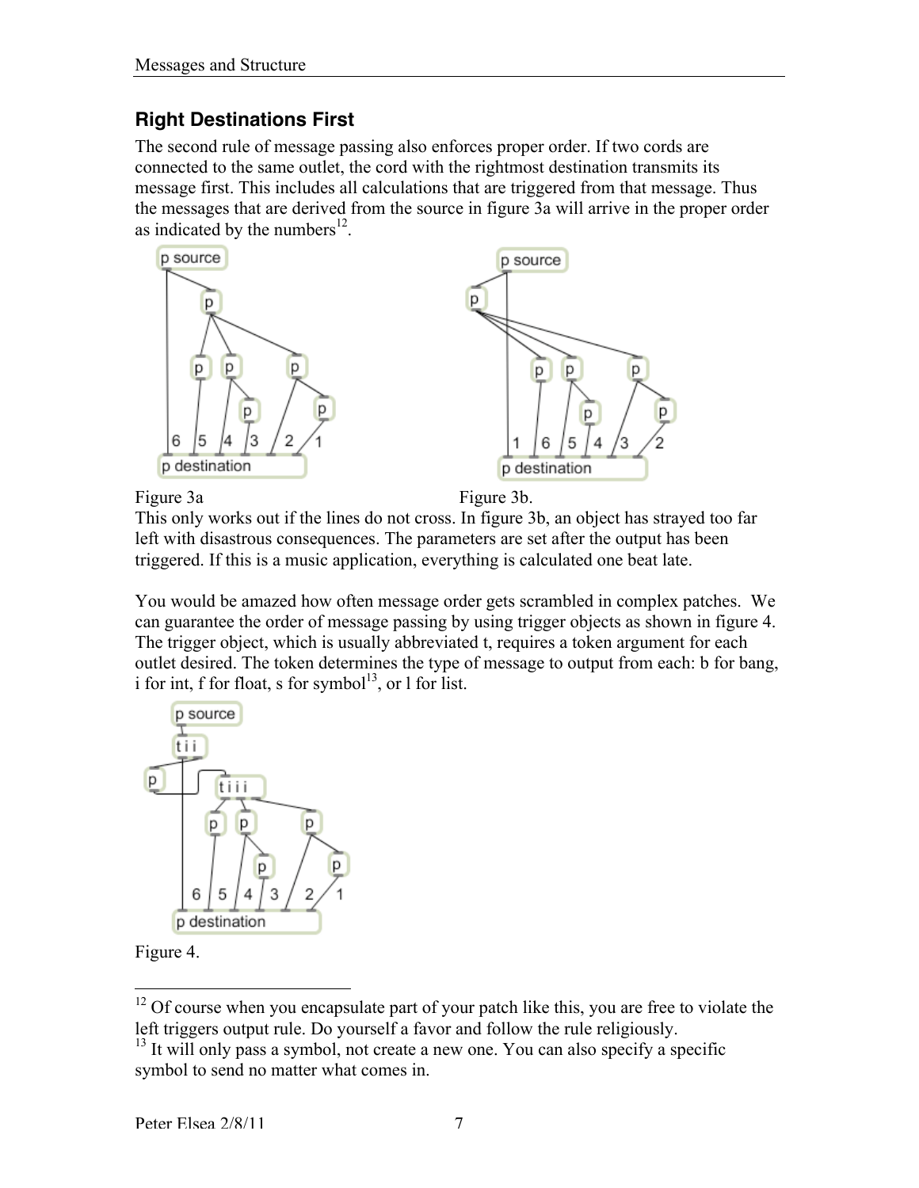## Right Destinations First

The second rule of message passing also enforces proper order. If two cords are connected to the same outlet, the cord with the rightmost destination transmits its message first. This includes all calculations that are triggered from that message. Thus the messages that are derived from the source in figure 3a will arrive in the proper order as indicated by the numbers[12].

Figure 3a

Figure 3b.

This only works out if the lines do not cross. In figure 3b, an object has strayed too far left with disastrous consequences. The parameters are set after the output has been triggered. If this is a music application, everything is calculated one beat late.

You would be amazed how often message order gets scrambled in complex patches. We can guarantee the order of message passing by using trigger objects as shown in figure 4. The trigger object, which is usually abbreviated t, requires a token argument for each outlet desired. The token determines the type of message to output from each: b for bang, i for int, f for float, s for symbol[13], or l for list.

Figure 4.

---

[12] Of course when you encapsulate part of your patch like this, you are free to violate the left triggers output rule. Do yourself a favor and follow the rule religiously.

[13] It will only pass a symbol, not create a new one. You can also specify a specific symbol to send no matter what comes in.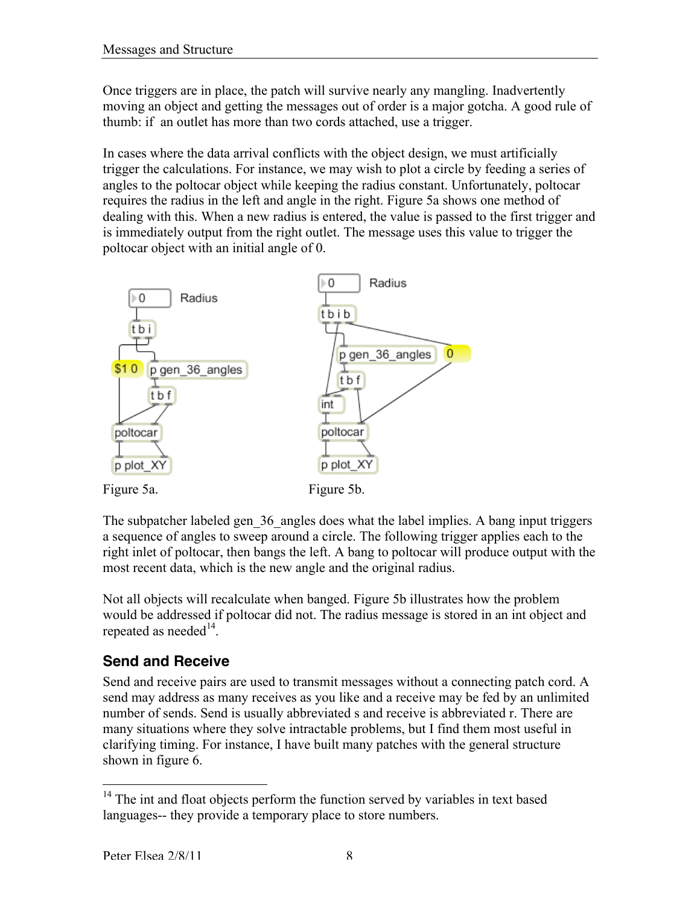Once triggers are in place, the patch will survive nearly any mangling. Inadvertently moving an object and getting the messages out of order is a major gotcha. A good rule of thumb: if an outlet has more than two cords attached, use a trigger.

In cases where the data arrival conflicts with the object design, we must artificially trigger the calculations. For instance, we may wish to plot a circle by feeding a series of angles to the poltocar object while keeping the radius constant. Unfortunately, poltocar requires the radius in the left and angle in the right. Figure 5a shows one method of dealing with this. When a new radius is entered, the value is passed to the first trigger and is immediately output from the right outlet. The message uses this value to trigger the poltocar object with an initial angle of 0.

Figure 5a.

Figure 5b.

The subpatcher labeled gen_36_angles does what the label implies. A bang input triggers a sequence of angles to sweep around a circle. The following trigger applies each to the right inlet of poltocar, then bangs the left. A bang to poltocar will produce output with the most recent data, which is the new angle and the original radius.

Not all objects will recalculate when banged. Figure 5b illustrates how the problem would be addressed if poltocar did not. The radius message is stored in an int object and repeated as needed[14].

## Send and Receive

Send and receive pairs are used to transmit messages without a connecting patch cord. A send may address as many receives as you like and a receive may be fed by an unlimited number of sends. Send is usually abbreviated s and receive is abbreviated r. There are many situations where they solve intractable problems, but I find them most useful in clarifying timing. For instance, I have built many patches with the general structure shown in figure 6.

---

[14] The int and float objects perform the function served by variables in text based languages-- they provide a temporary place to store numbers.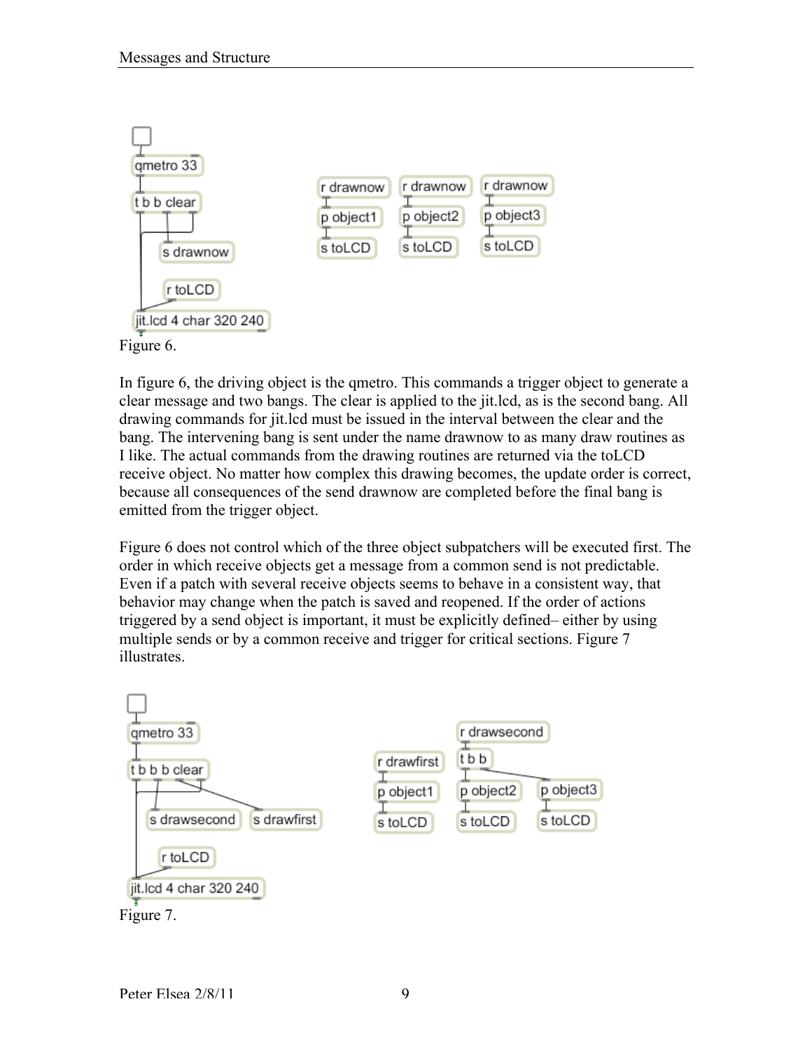Figure 6.

In figure 6, the driving object is the qmetro. This commands a trigger object to generate a clear message and two bangs. The clear is applied to the jit.lcd, as is the second bang. All drawing commands for jit.lcd must be issued in the interval between the clear and the bang. The intervening bang is sent under the name drawnow to as many draw routines as I like. The actual commands from the drawing routines are returned via the toLCD receive object. No matter how complex this drawing becomes, the update order is correct, because all consequences of the send drawnow are completed before the final bang is emitted from the trigger object.

Figure 6 does not control which of the three object subpatchers will be executed first. The order in which receive objects get a message from a common send is not predictable. Even if a patch with several receive objects seems to behave in a consistent way, that behavior may change when the patch is saved and reopened. If the order of actions triggered by a send object is important, it must be explicitly defined– either by using multiple sends or by a common receive and trigger for critical sections. Figure 7 illustrates.

Figure 7.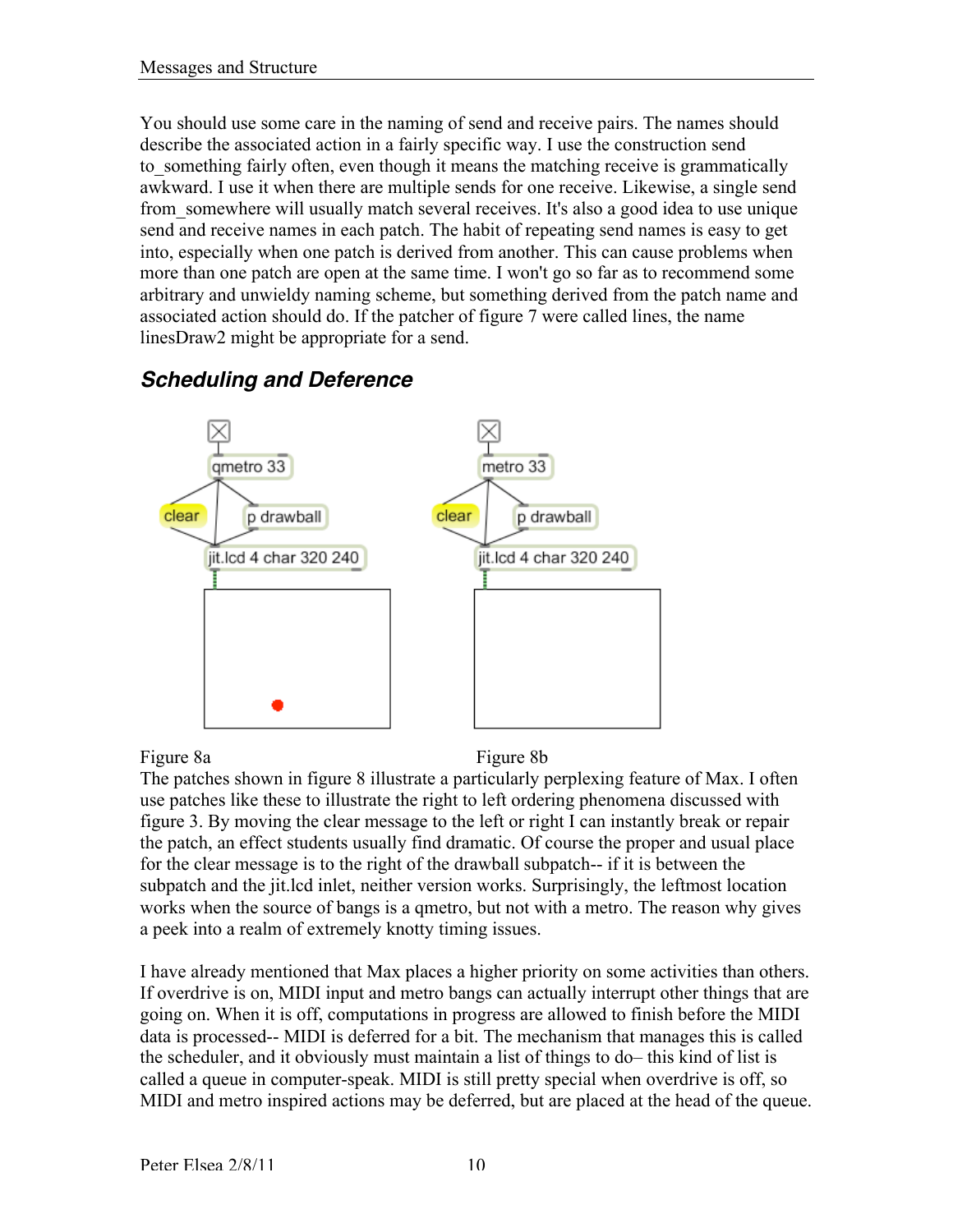You should use some care in the naming of send and receive pairs. The names should describe the associated action in a fairly specific way. I use the construction send to_something fairly often, even though it means the matching receive is grammatically awkward. I use it when there are multiple sends for one receive. Likewise, a single send from_somewhere will usually match several receives. It's also a good idea to use unique send and receive names in each patch. The habit of repeating send names is easy to get into, especially when one patch is derived from another. This can cause problems when more than one patch are open at the same time. I won't go so far as to recommend some arbitrary and unwieldy naming scheme, but something derived from the patch name and associated action should do. If the patcher of figure 7 were called lines, the name linesDraw2 might be appropriate for a send.

## *Scheduling and Deference*

Figure 8a

Figure 8b

The patches shown in figure 8 illustrate a particularly perplexing feature of Max. I often use patches like these to illustrate the right to left ordering phenomena discussed with figure 3. By moving the clear message to the left or right I can instantly break or repair the patch, an effect students usually find dramatic. Of course the proper and usual place for the clear message is to the right of the drawball subpatch-- if it is between the subpatch and the jit.lcd inlet, neither version works. Surprisingly, the leftmost location works when the source of bangs is a qmetro, but not with a metro. The reason why gives a peek into a realm of extremely knotty timing issues.

I have already mentioned that Max places a higher priority on some activities than others. If overdrive is on, MIDI input and metro bangs can actually interrupt other things that are going on. When it is off, computations in progress are allowed to finish before the MIDI data is processed-- MIDI is deferred for a bit. The mechanism that manages this is called the scheduler, and it obviously must maintain a list of things to do– this kind of list is called a queue in computer-speak. MIDI is still pretty special when overdrive is off, so MIDI and metro inspired actions may be deferred, but are placed at the head of the queue.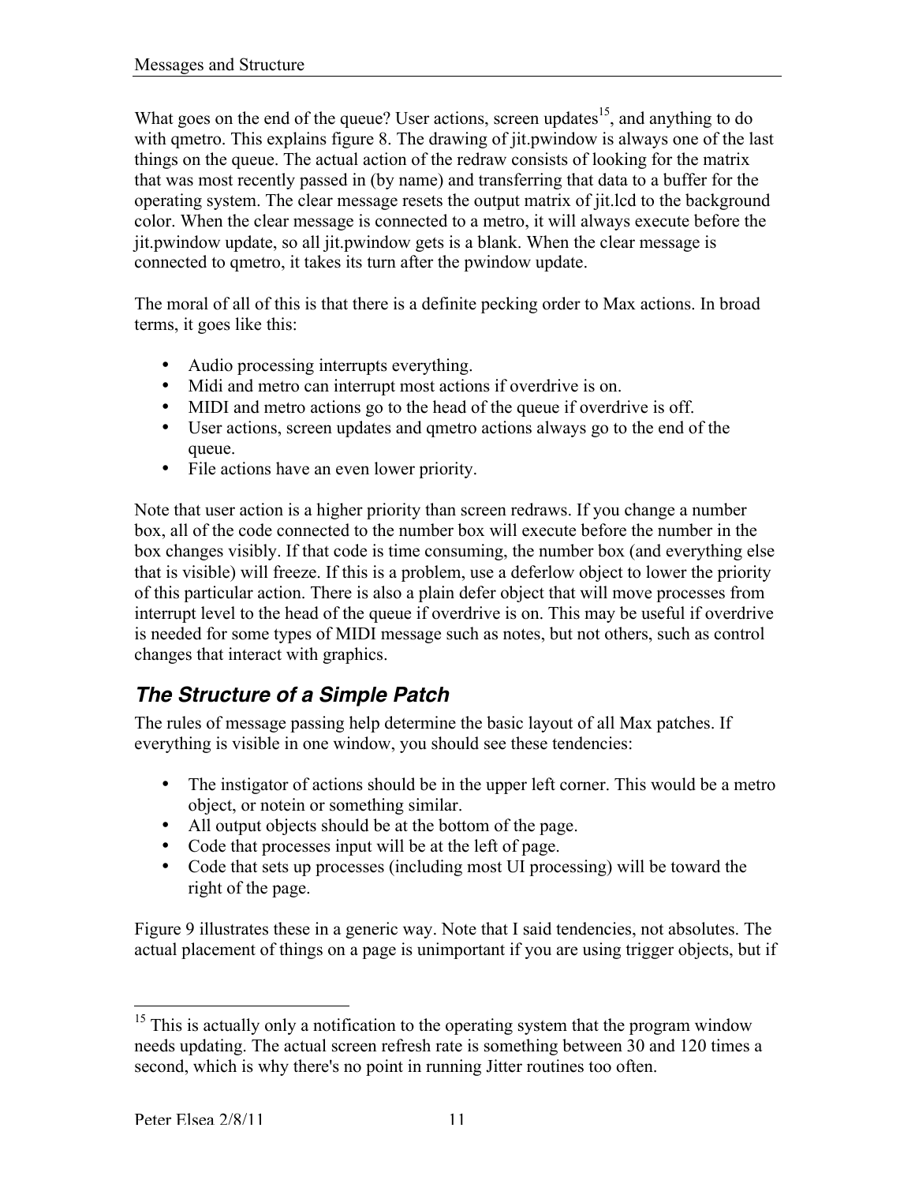What goes on the end of the queue? User actions, screen updates[15], and anything to do with qmetro. This explains figure 8. The drawing of jit.pwindow is always one of the last things on the queue. The actual action of the redraw consists of looking for the matrix that was most recently passed in (by name) and transferring that data to a buffer for the operating system. The clear message resets the output matrix of jit.lcd to the background color. When the clear message is connected to a metro, it will always execute before the jit.pwindow update, so all jit.pwindow gets is a blank. When the clear message is connected to qmetro, it takes its turn after the pwindow update.

The moral of all of this is that there is a definite pecking order to Max actions. In broad terms, it goes like this:

- Audio processing interrupts everything.
- Midi and metro can interrupt most actions if overdrive is on.
- MIDI and metro actions go to the head of the queue if overdrive is off.
- User actions, screen updates and qmetro actions always go to the end of the queue.
- File actions have an even lower priority.

Note that user action is a higher priority than screen redraws. If you change a number box, all of the code connected to the number box will execute before the number in the box changes visibly. If that code is time consuming, the number box (and everything else that is visible) will freeze. If this is a problem, use a deferlow object to lower the priority of this particular action. There is also a plain defer object that will move processes from interrupt level to the head of the queue if overdrive is on. This may be useful if overdrive is needed for some types of MIDI message such as notes, but not others, such as control changes that interact with graphics.

## *The Structure of a Simple Patch*

The rules of message passing help determine the basic layout of all Max patches. If everything is visible in one window, you should see these tendencies:

- The instigator of actions should be in the upper left corner. This would be a metro object, or notein or something similar.
- All output objects should be at the bottom of the page.
- Code that processes input will be at the left of page.
- Code that sets up processes (including most UI processing) will be toward the right of the page.

Figure 9 illustrates these in a generic way. Note that I said tendencies, not absolutes. The actual placement of things on a page is unimportant if you are using trigger objects, but if

[15] This is actually only a notification to the operating system that the program window needs updating. The actual screen refresh rate is something between 30 and 120 times a second, which is why there's no point in running Jitter routines too often.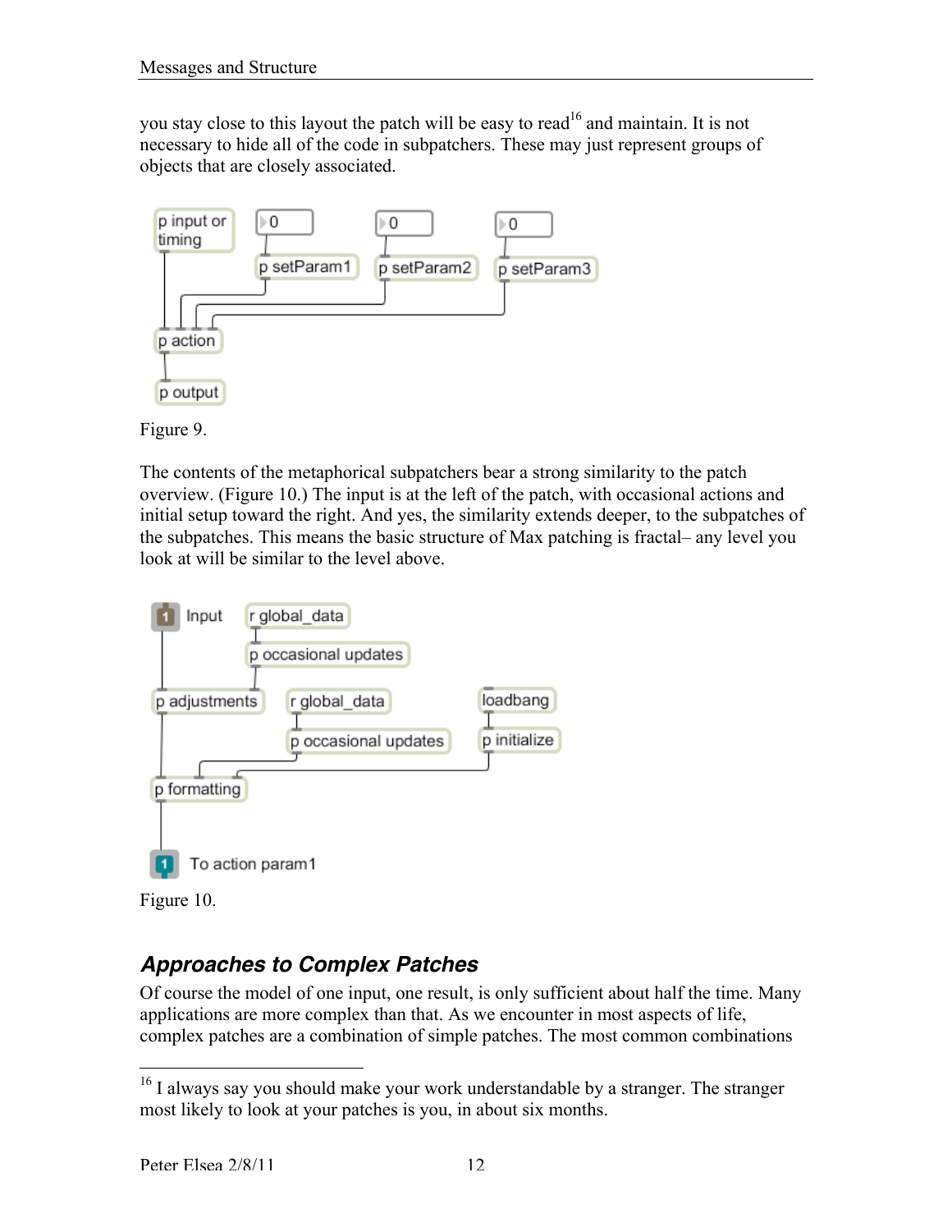you stay close to this layout the patch will be easy to read[16] and maintain. It is not necessary to hide all of the code in subpatchers. These may just represent groups of objects that are closely associated.

Figure 9.

The contents of the metaphorical subpatchers bear a strong similarity to the patch overview. (Figure 10.) The input is at the left of the patch, with occasional actions and initial setup toward the right. And yes, the similarity extends deeper, to the subpatches of the subpatches. This means the basic structure of Max patching is fractal– any level you look at will be similar to the level above.

Figure 10.

## *Approaches to Complex Patches*

Of course the model of one input, one result, is only sufficient about half the time. Many applications are more complex than that. As we encounter in most aspects of life, complex patches are a combination of simple patches. The most common combinations

[16] I always say you should make your work understandable by a stranger. The stranger most likely to look at your patches is you, in about six months.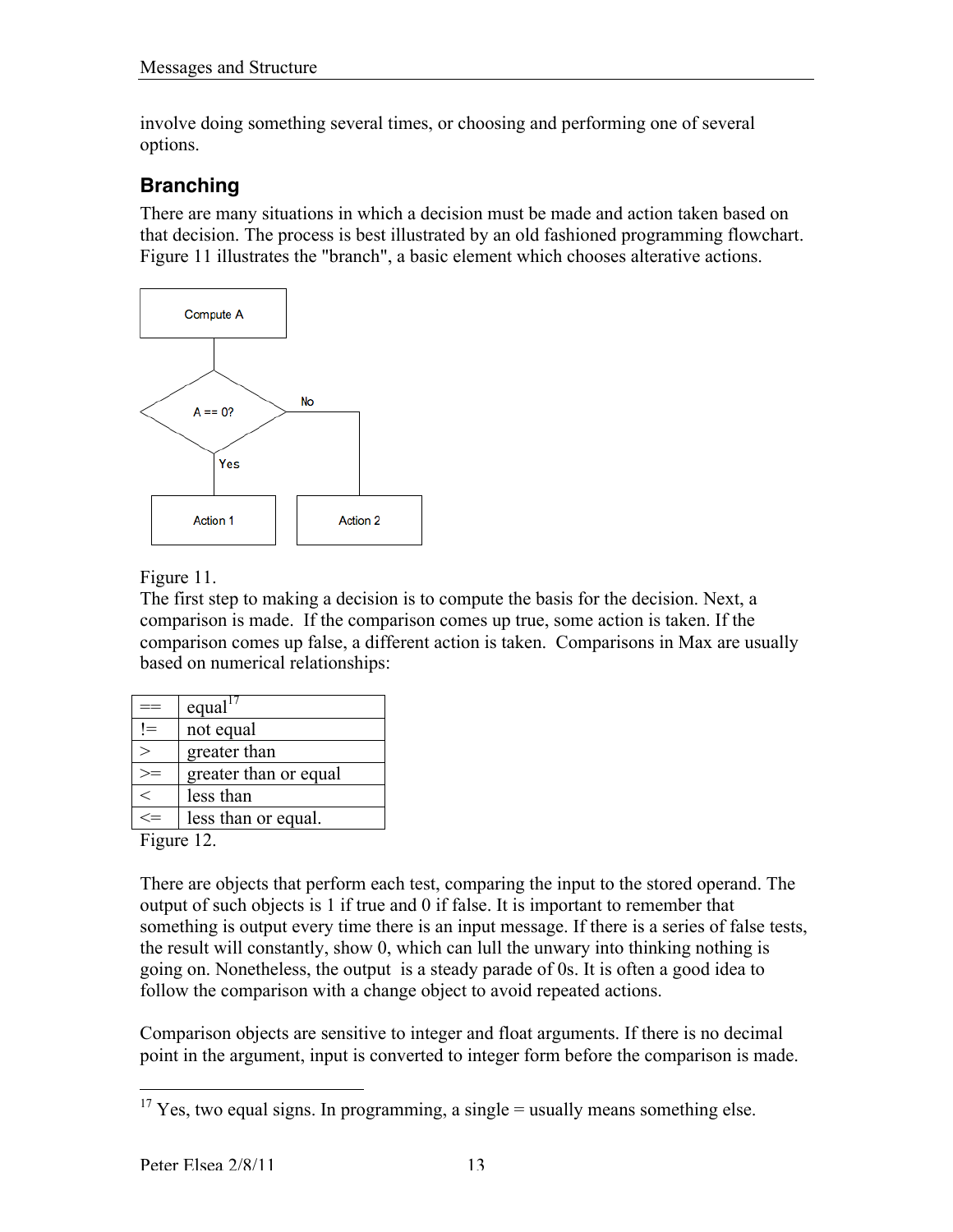involve doing something several times, or choosing and performing one of several options.

## Branching

There are many situations in which a decision must be made and action taken based on that decision. The process is best illustrated by an old fashioned programming flowchart. Figure 11 illustrates the "branch", a basic element which chooses alterative actions.

Figure 11.

The first step to making a decision is to compute the basis for the decision. Next, a comparison is made. If the comparison comes up true, some action is taken. If the comparison comes up false, a different action is taken. Comparisons in Max are usually based on numerical relationships:

| == | equal[17] |
|---|---|
| != | not equal |
| > | greater than |
| >= | greater than or equal |
| < | less than |
| <= | less than or equal. |

Figure 12.

There are objects that perform each test, comparing the input to the stored operand. The output of such objects is 1 if true and 0 if false. It is important to remember that something is output every time there is an input message. If there is a series of false tests, the result will constantly, show 0, which can lull the unwary into thinking nothing is going on. Nonetheless, the output is a steady parade of 0s. It is often a good idea to follow the comparison with a change object to avoid repeated actions.

Comparison objects are sensitive to integer and float arguments. If there is no decimal point in the argument, input is converted to integer form before the comparison is made.

[17] Yes, two equal signs. In programming, a single = usually means something else.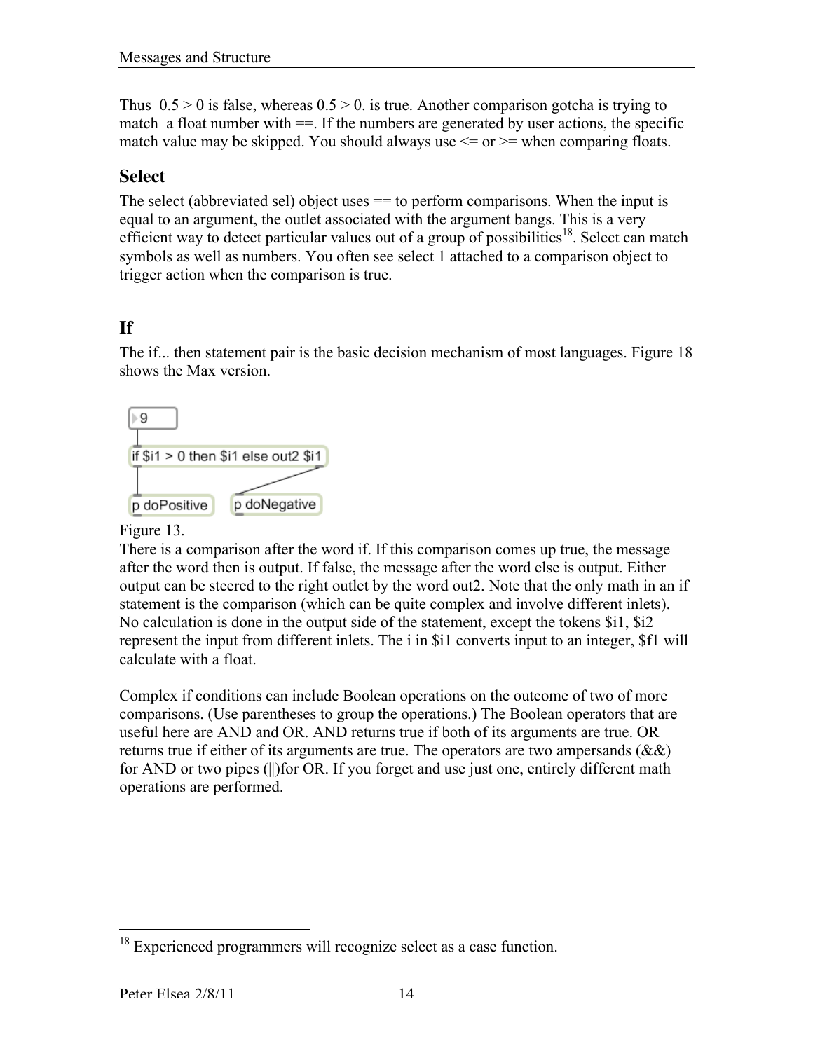Thus 0.5 > 0 is false, whereas 0.5 > 0. is true. Another comparison gotcha is trying to match a float number with ==. If the numbers are generated by user actions, the specific match value may be skipped. You should always use <= or >= when comparing floats.

## Select

The select (abbreviated sel) object uses == to perform comparisons. When the input is equal to an argument, the outlet associated with the argument bangs. This is a very efficient way to detect particular values out of a group of possibilities[18]. Select can match symbols as well as numbers. You often see select 1 attached to a comparison object to trigger action when the comparison is true.

## If

The if... then statement pair is the basic decision mechanism of most languages. Figure 18 shows the Max version.

```
9
if $i1 > 0 then $i1 else out2 $i1
p doPositive      p doNegative
```

Figure 13.

There is a comparison after the word if. If this comparison comes up true, the message after the word then is output. If false, the message after the word else is output. Either output can be steered to the right outlet by the word out2. Note that the only math in an if statement is the comparison (which can be quite complex and involve different inlets). No calculation is done in the output side of the statement, except the tokens $i1, $i2 represent the input from different inlets. The i in $i1 converts input to an integer, $f1 will calculate with a float.

Complex if conditions can include Boolean operations on the outcome of two of more comparisons. (Use parentheses to group the operations.) The Boolean operators that are useful here are AND and OR. AND returns true if both of its arguments are true. OR returns true if either of its arguments are true. The operators are two ampersands (&&) for AND or two pipes (||)for OR. If you forget and use just one, entirely different math operations are performed.

---

[18] Experienced programmers will recognize select as a case function.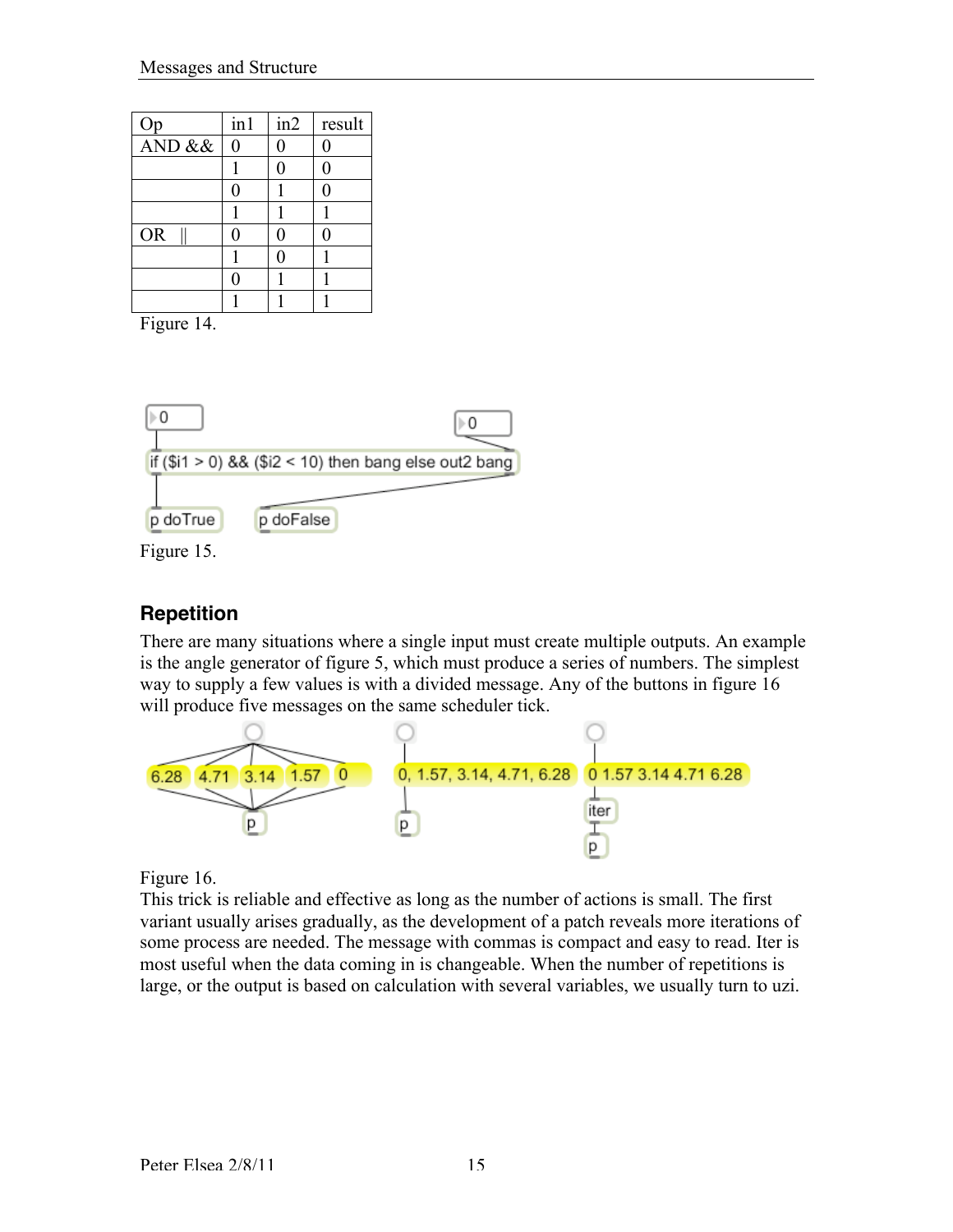| Op | in1 | in2 | result |
|---|---|---|---|
| AND && | 0 | 0 | 0 |
| | 1 | 0 | 0 |
| | 0 | 1 | 0 |
| | 1 | 1 | 1 |
| OR \|\| | 0 | 0 | 0 |
| | 1 | 0 | 1 |
| | 0 | 1 | 1 |
| | 1 | 1 | 1 |

Figure 14.

Figure 15.

## Repetition

There are many situations where a single input must create multiple outputs. An example is the angle generator of figure 5, which must produce a series of numbers. The simplest way to supply a few values is with a divided message. Any of the buttons in figure 16 will produce five messages on the same scheduler tick.

Figure 16.

This trick is reliable and effective as long as the number of actions is small. The first variant usually arises gradually, as the development of a patch reveals more iterations of some process are needed. The message with commas is compact and easy to read. Iter is most useful when the data coming in is changeable. When the number of repetitions is large, or the output is based on calculation with several variables, we usually turn to uzi.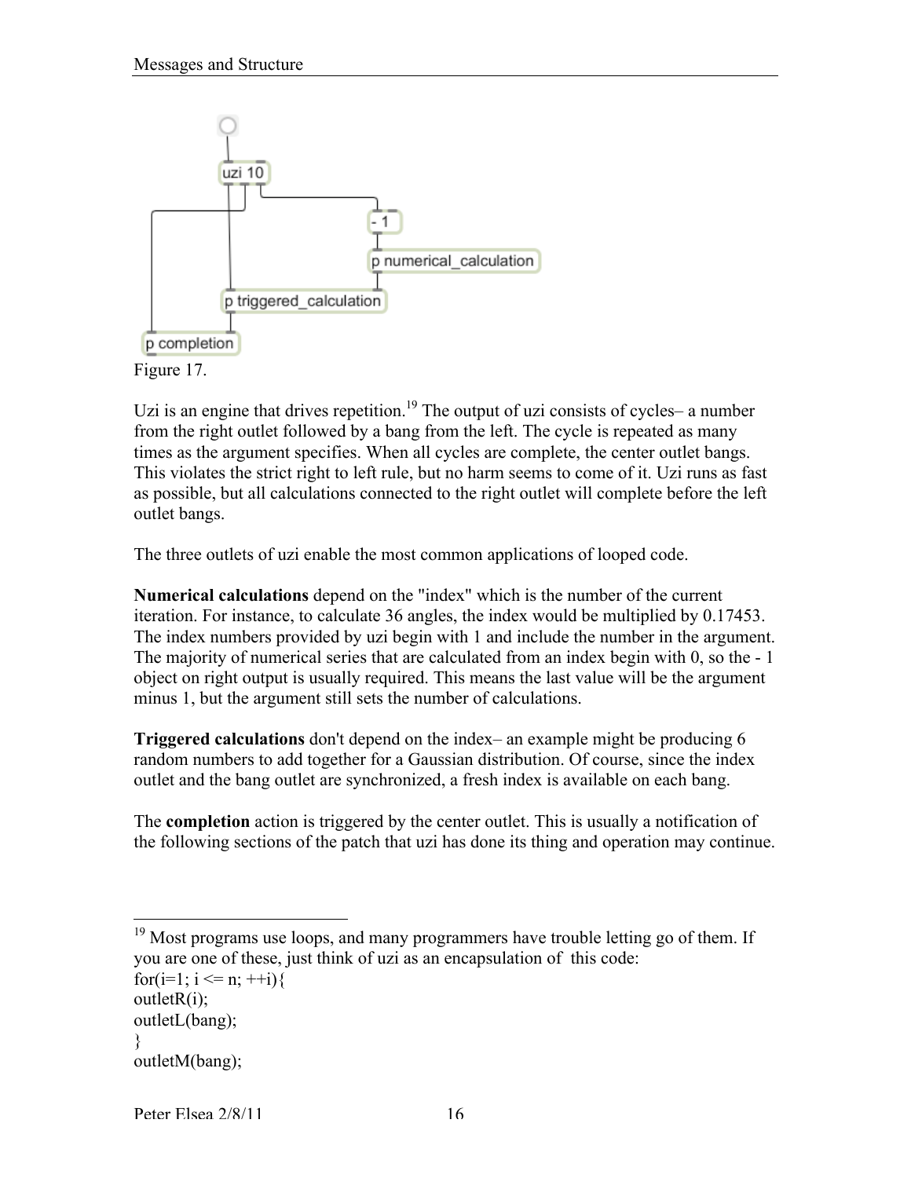Figure 17.

Uzi is an engine that drives repetition.[19] The output of uzi consists of cycles– a number from the right outlet followed by a bang from the left. The cycle is repeated as many times as the argument specifies. When all cycles are complete, the center outlet bangs. This violates the strict right to left rule, but no harm seems to come of it. Uzi runs as fast as possible, but all calculations connected to the right outlet will complete before the left outlet bangs.

The three outlets of uzi enable the most common applications of looped code.

**Numerical calculations** depend on the "index" which is the number of the current iteration. For instance, to calculate 36 angles, the index would be multiplied by 0.17453. The index numbers provided by uzi begin with 1 and include the number in the argument. The majority of numerical series that are calculated from an index begin with 0, so the - 1 object on right output is usually required. This means the last value will be the argument minus 1, but the argument still sets the number of calculations.

**Triggered calculations** don't depend on the index– an example might be producing 6 random numbers to add together for a Gaussian distribution. Of course, since the index outlet and the bang outlet are synchronized, a fresh index is available on each bang.

The **completion** action is triggered by the center outlet. This is usually a notification of the following sections of the patch that uzi has done its thing and operation may continue.

---

[19] Most programs use loops, and many programmers have trouble letting go of them. If you are one of these, just think of uzi as an encapsulation of this code:

```
for(i=1; i <= n; ++i){
outletR(i);
outletL(bang);
}
outletM(bang);
```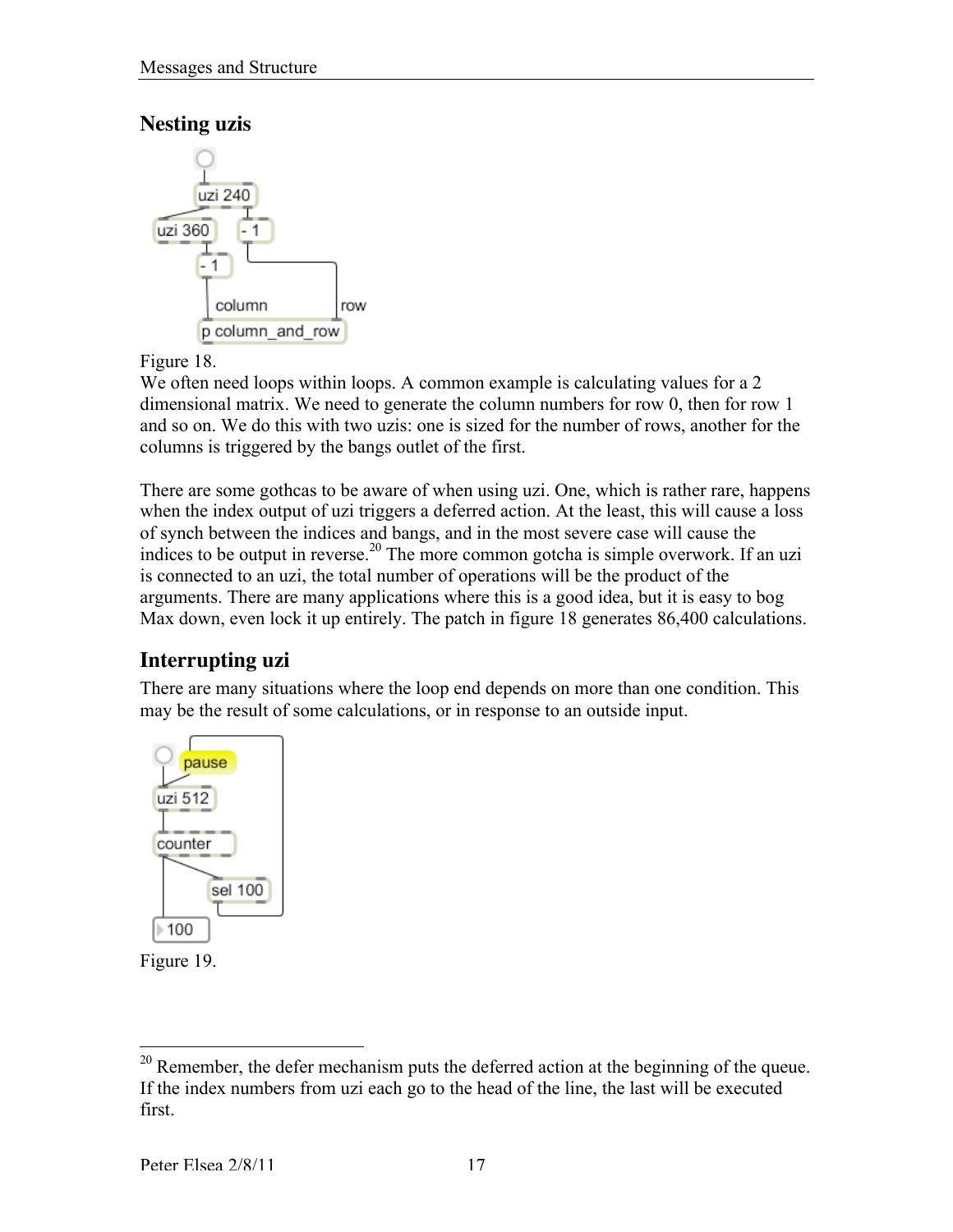## Nesting uzis

Figure 18.

We often need loops within loops. A common example is calculating values for a 2 dimensional matrix. We need to generate the column numbers for row 0, then for row 1 and so on. We do this with two uzis: one is sized for the number of rows, another for the columns is triggered by the bangs outlet of the first.

There are some gothcas to be aware of when using uzi. One, which is rather rare, happens when the index output of uzi triggers a deferred action. At the least, this will cause a loss of synch between the indices and bangs, and in the most severe case will cause the indices to be output in reverse.[20] The more common gotcha is simple overwork. If an uzi is connected to an uzi, the total number of operations will be the product of the arguments. There are many applications where this is a good idea, but it is easy to bog Max down, even lock it up entirely. The patch in figure 18 generates 86,400 calculations.

## Interrupting uzi

There are many situations where the loop end depends on more than one condition. This may be the result of some calculations, or in response to an outside input.

Figure 19.

[20] Remember, the defer mechanism puts the deferred action at the beginning of the queue. If the index numbers from uzi each go to the head of the line, the last will be executed first.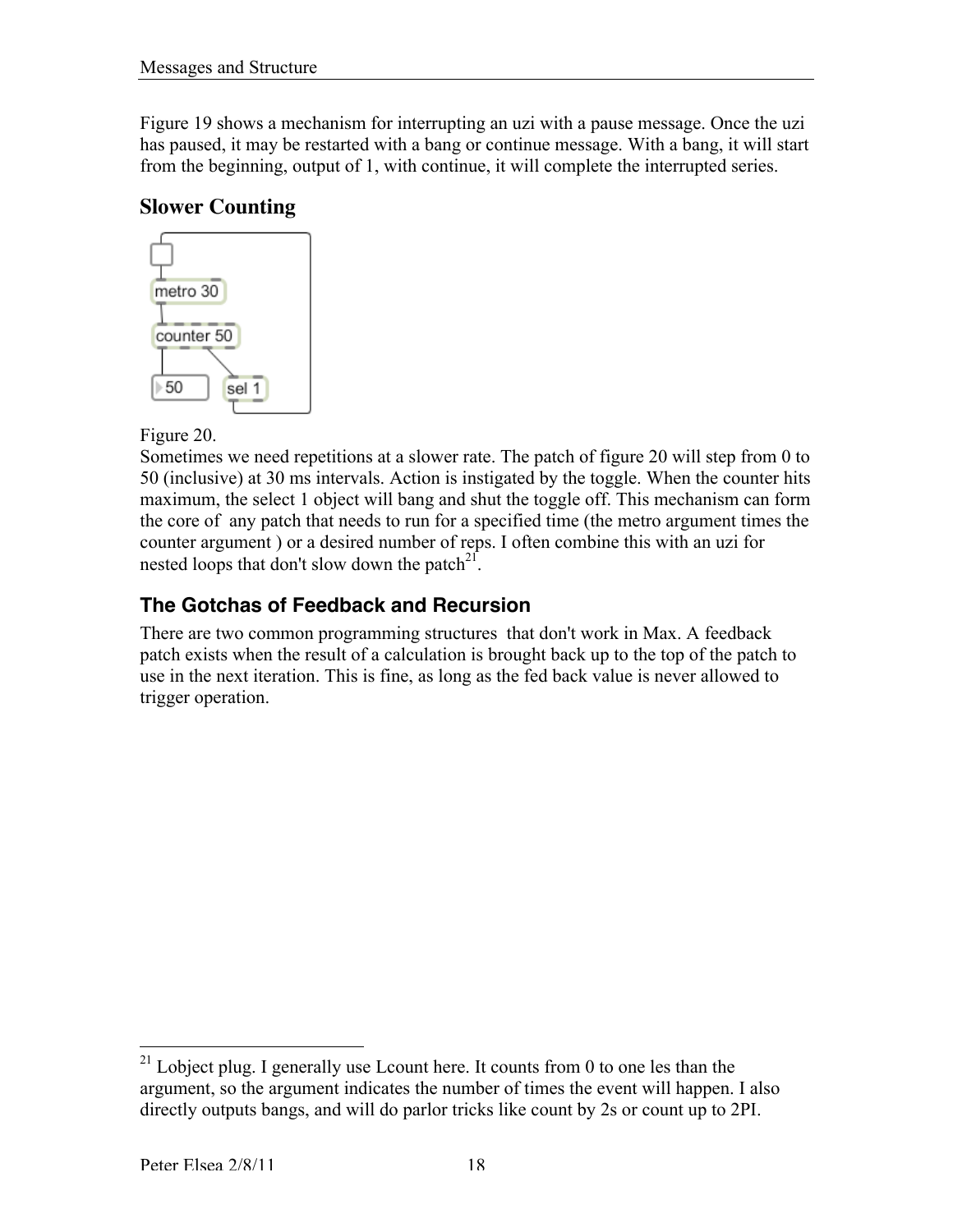Figure 19 shows a mechanism for interrupting an uzi with a pause message. Once the uzi has paused, it may be restarted with a bang or continue message. With a bang, it will start from the beginning, output of 1, with continue, it will complete the interrupted series.

## Slower Counting

Figure 20.

Sometimes we need repetitions at a slower rate. The patch of figure 20 will step from 0 to 50 (inclusive) at 30 ms intervals. Action is instigated by the toggle. When the counter hits maximum, the select 1 object will bang and shut the toggle off. This mechanism can form the core of any patch that needs to run for a specified time (the metro argument times the counter argument ) or a desired number of reps. I often combine this with an uzi for nested loops that don't slow down the patch[21].

### The Gotchas of Feedback and Recursion

There are two common programming structures that don't work in Max. A feedback patch exists when the result of a calculation is brought back up to the top of the patch to use in the next iteration. This is fine, as long as the fed back value is never allowed to trigger operation.

---

[21] Lobject plug. I generally use Lcount here. It counts from 0 to one les than the argument, so the argument indicates the number of times the event will happen. I also directly outputs bangs, and will do parlor tricks like count by 2s or count up to 2PI.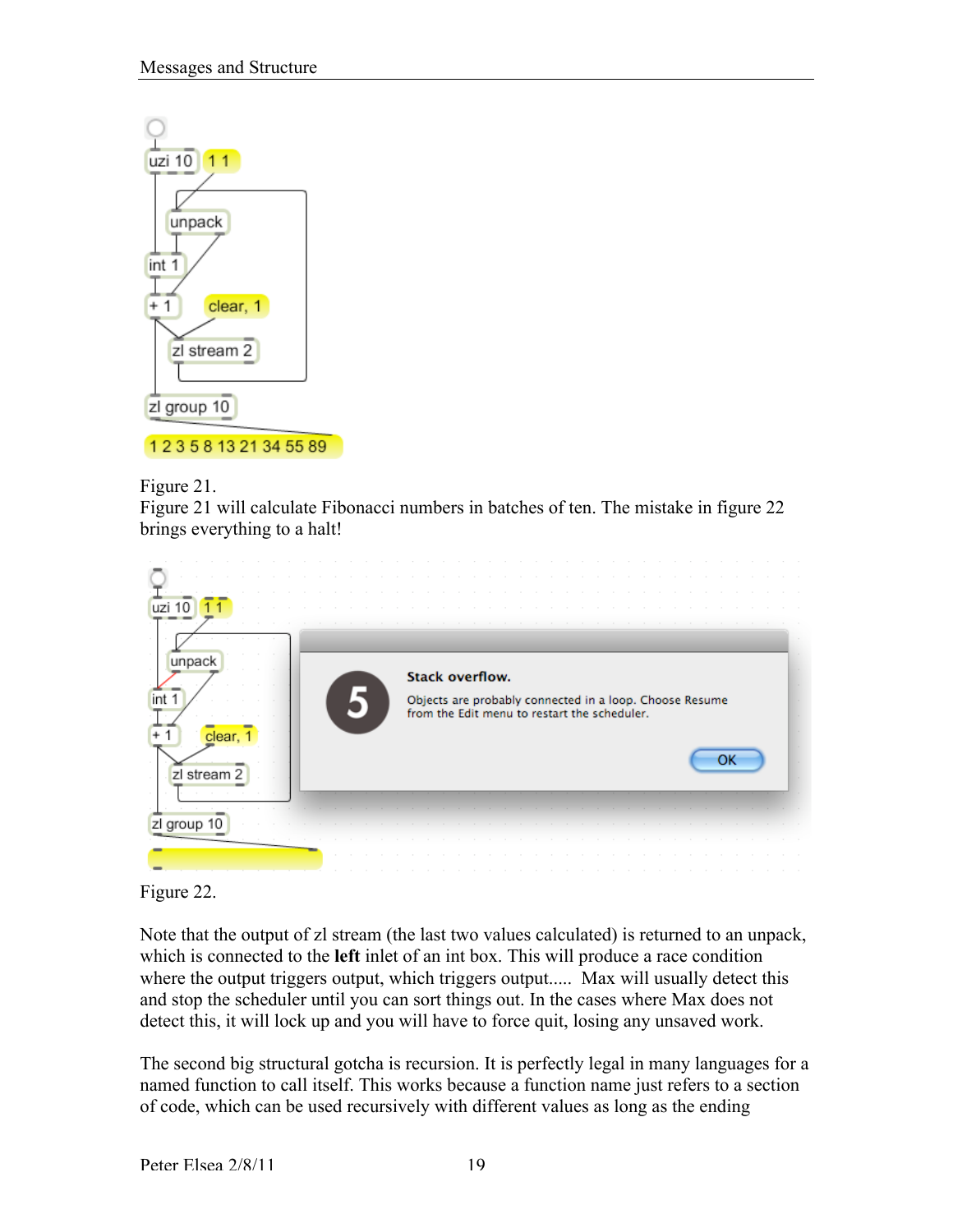Figure 21.
Figure 21 will calculate Fibonacci numbers in batches of ten. The mistake in figure 22 brings everything to a halt!

Figure 22.

Note that the output of zl stream (the last two values calculated) is returned to an unpack, which is connected to the **left** inlet of an int box. This will produce a race condition where the output triggers output, which triggers output..... Max will usually detect this and stop the scheduler until you can sort things out. In the cases where Max does not detect this, it will lock up and you will have to force quit, losing any unsaved work.

The second big structural gotcha is recursion. It is perfectly legal in many languages for a named function to call itself. This works because a function name just refers to a section of code, which can be used recursively with different values as long as the ending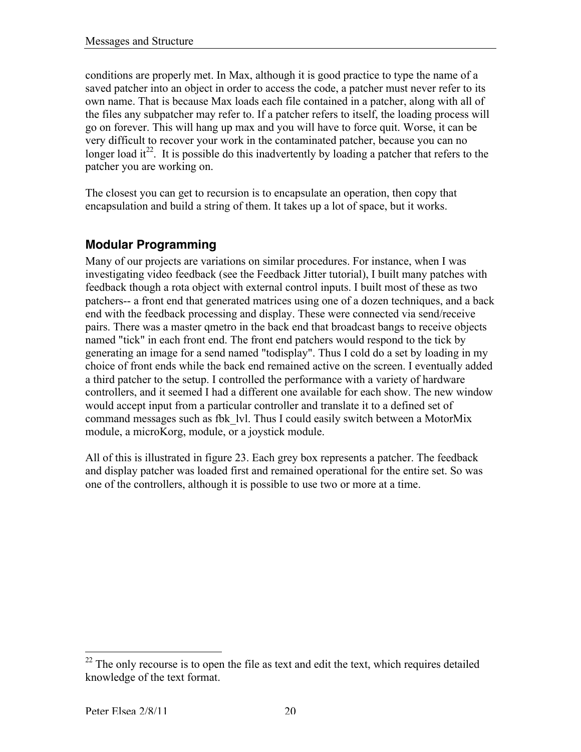conditions are properly met. In Max, although it is good practice to type the name of a saved patcher into an object in order to access the code, a patcher must never refer to its own name. That is because Max loads each file contained in a patcher, along with all of the files any subpatcher may refer to. If a patcher refers to itself, the loading process will go on forever. This will hang up max and you will have to force quit. Worse, it can be very difficult to recover your work in the contaminated patcher, because you can no longer load it[22]. It is possible do this inadvertently by loading a patcher that refers to the patcher you are working on.

The closest you can get to recursion is to encapsulate an operation, then copy that encapsulation and build a string of them. It takes up a lot of space, but it works.

## Modular Programming

Many of our projects are variations on similar procedures. For instance, when I was investigating video feedback (see the Feedback Jitter tutorial), I built many patches with feedback though a rota object with external control inputs. I built most of these as two patchers-- a front end that generated matrices using one of a dozen techniques, and a back end with the feedback processing and display. These were connected via send/receive pairs. There was a master qmetro in the back end that broadcast bangs to receive objects named "tick" in each front end. The front end patchers would respond to the tick by generating an image for a send named "todisplay". Thus I cold do a set by loading in my choice of front ends while the back end remained active on the screen. I eventually added a third patcher to the setup. I controlled the performance with a variety of hardware controllers, and it seemed I had a different one available for each show. The new window would accept input from a particular controller and translate it to a defined set of command messages such as fbk_lvl. Thus I could easily switch between a MotorMix module, a microKorg, module, or a joystick module.

All of this is illustrated in figure 23. Each grey box represents a patcher. The feedback and display patcher was loaded first and remained operational for the entire set. So was one of the controllers, although it is possible to use two or more at a time.

---

[22] The only recourse is to open the file as text and edit the text, which requires detailed knowledge of the text format.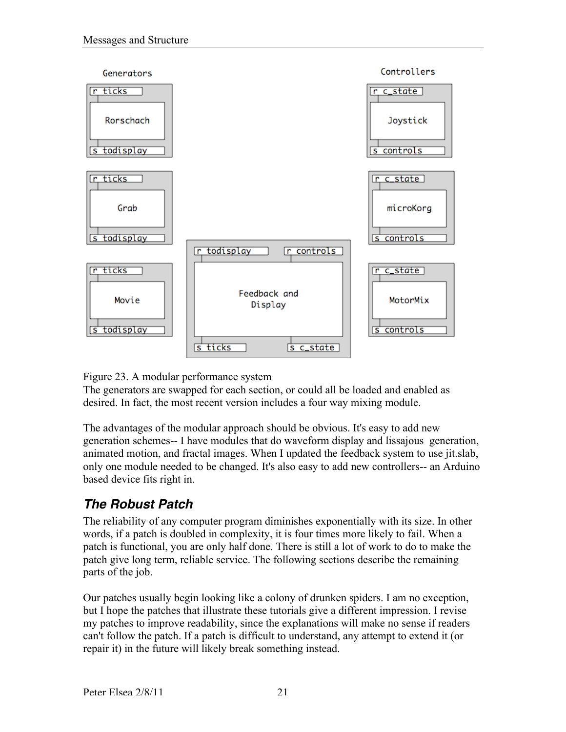Figure 23. A modular performance system

The generators are swapped for each section, or could all be loaded and enabled as desired. In fact, the most recent version includes a four way mixing module.

The advantages of the modular approach should be obvious. It's easy to add new generation schemes-- I have modules that do waveform display and lissajous generation, animated motion, and fractal images. When I updated the feedback system to use jit.slab, only one module needed to be changed. It's also easy to add new controllers-- an Arduino based device fits right in.

## ***The Robust Patch***

The reliability of any computer program diminishes exponentially with its size. In other words, if a patch is doubled in complexity, it is four times more likely to fail. When a patch is functional, you are only half done. There is still a lot of work to do to make the patch give long term, reliable service. The following sections describe the remaining parts of the job.

Our patches usually begin looking like a colony of drunken spiders. I am no exception, but I hope the patches that illustrate these tutorials give a different impression. I revise my patches to improve readability, since the explanations will make no sense if readers can't follow the patch. If a patch is difficult to understand, any attempt to extend it (or repair it) in the future will likely break something instead.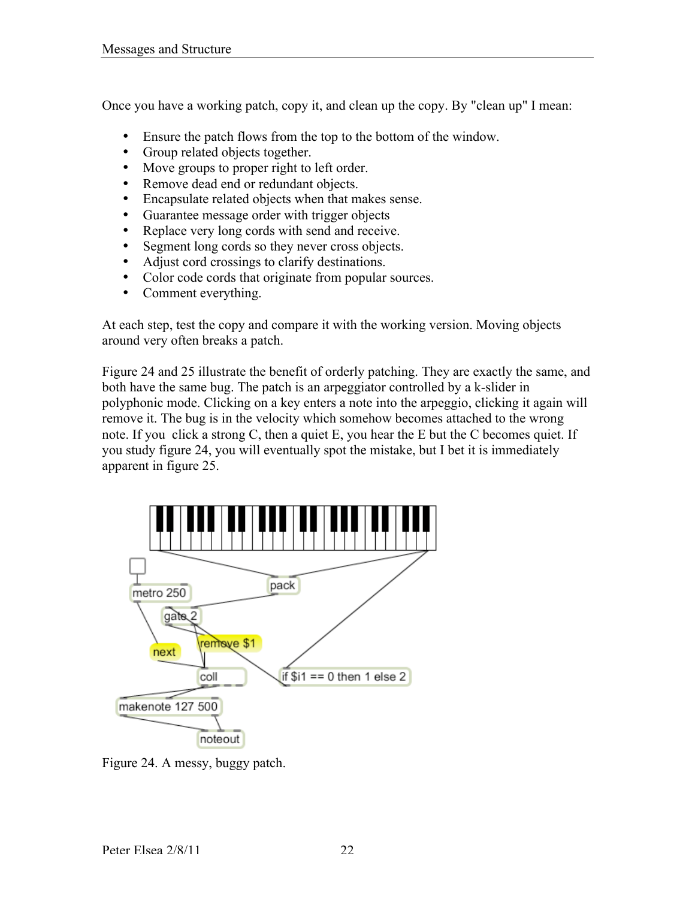Once you have a working patch, copy it, and clean up the copy. By "clean up" I mean:

- Ensure the patch flows from the top to the bottom of the window.
- Group related objects together.
- Move groups to proper right to left order.
- Remove dead end or redundant objects.
- Encapsulate related objects when that makes sense.
- Guarantee message order with trigger objects
- Replace very long cords with send and receive.
- Segment long cords so they never cross objects.
- Adjust cord crossings to clarify destinations.
- Color code cords that originate from popular sources.
- Comment everything.

At each step, test the copy and compare it with the working version. Moving objects around very often breaks a patch.

Figure 24 and 25 illustrate the benefit of orderly patching. They are exactly the same, and both have the same bug. The patch is an arpeggiator controlled by a k-slider in polyphonic mode. Clicking on a key enters a note into the arpeggio, clicking it again will remove it. The bug is in the velocity which somehow becomes attached to the wrong note. If you click a strong C, then a quiet E, you hear the E but the C becomes quiet. If you study figure 24, you will eventually spot the mistake, but I bet it is immediately apparent in figure 25.

Figure 24. A messy, buggy patch.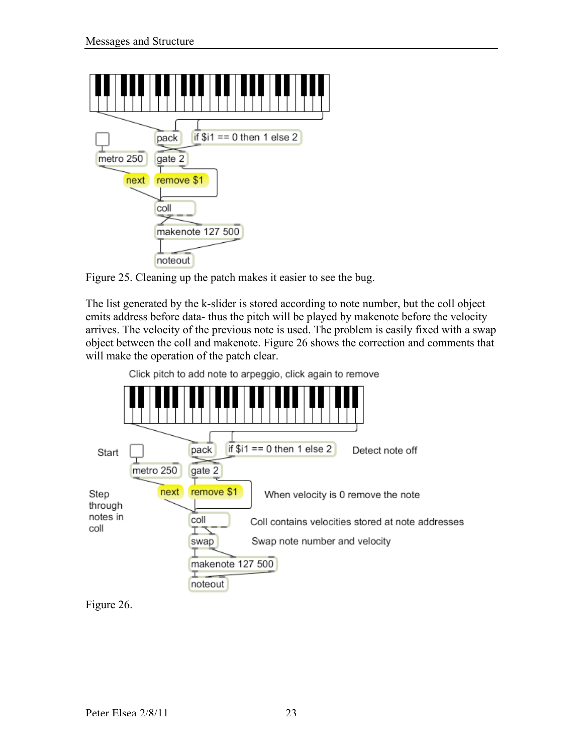pack

if $i1 == 0 then 1 else 2

metro 250

gate 2

next

remove $1

coll

makenote 127 500

noteout

Figure 25. Cleaning up the patch makes it easier to see the bug.

The list generated by the k-slider is stored according to note number, but the coll object emits address before data- thus the pitch will be played by makenote before the velocity arrives. The velocity of the previous note is used. The problem is easily fixed with a swap object between the coll and makenote. Figure 26 shows the correction and comments that will make the operation of the patch clear.

Click pitch to add note to arpeggio, click again to remove

Start

pack

if $i1 == 0 then 1 else 2

Detect note off

metro 250

gate 2

Step through notes in coll

next

remove $1

When velocity is 0 remove the note

coll

Coll contains velocities stored at note addresses

swap

Swap note number and velocity

makenote 127 500

noteout

Figure 26.